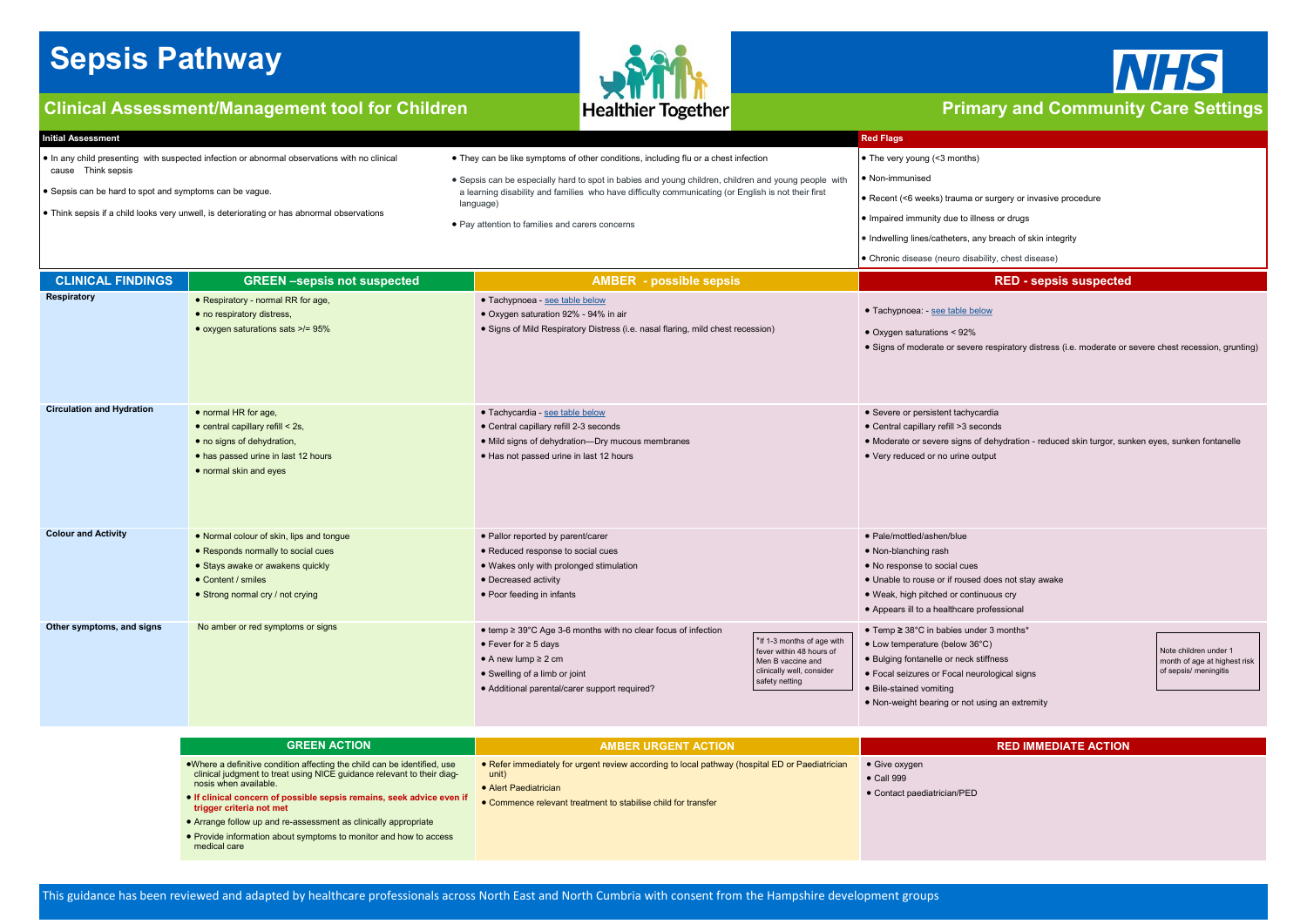# Sepsis Pathway

## Clinical Assessment/Management tool for Children

Healthier Together

NHS

## Primary and Community Care Settings

**Initial Assessment**

- In any child presenting with suspected infection or abnormal observations with no clinical cause Think sepsis
- Sepsis can be hard to spot and symptoms can be vague.
- Think sepsis if a child looks very unwell, is deteriorating or has abnormal observations
- They can be like symptoms of other conditions, including flu or a chest infection
- Sepsis can be especially hard to spot in babies and young children, children and young people with a learning disability and families who have difficulty communicating (or English is not their first language)
- Pay attention to families and carers concerns

**Red Flags**

- The very young (<3 months)
- Non-immunised
- Recent (<6 weeks) trauma or surgery or invasive procedure
- Impaired immunity due to illness or drugs
- Indwelling lines/catheters, any breach of skin integrity
- Chronic disease (neuro disability, chest disease)

| CLINICAL FINDINGS | GREEN –sepsis not suspected | AMBER - possible sepsis | RED - sepsis suspected |
|---|---|---|---|
| **Respiratory** | • Respiratory - normal RR for age,<br>• no respiratory distress,<br>• oxygen saturations sats >/= 95% | • Tachypnoea - see table below<br>• Oxygen saturation 92% - 94% in air<br>• Signs of Mild Respiratory Distress (i.e. nasal flaring, mild chest recession) | • Tachypnoea: - see table below<br>• Oxygen saturations < 92%<br>• Signs of moderate or severe respiratory distress (i.e. moderate or severe chest recession, grunting) |
| **Circulation and Hydration** | • normal HR for age,<br>• central capillary refill < 2s,<br>• no signs of dehydration,<br>• has passed urine in last 12 hours<br>• normal skin and eyes | • Tachycardia - see table below<br>• Central capillary refill 2-3 seconds<br>• Mild signs of dehydration—Dry mucous membranes<br>• Has not passed urine in last 12 hours | • Severe or persistent tachycardia<br>• Central capillary refill >3 seconds<br>• Moderate or severe signs of dehydration - reduced skin turgor, sunken eyes, sunken fontanelle<br>• Very reduced or no urine output |
| **Colour and Activity** | • Normal colour of skin, lips and tongue<br>• Responds normally to social cues<br>• Stays awake or awakens quickly<br>• Content / smiles<br>• Strong normal cry / not crying | • Pallor reported by parent/carer<br>• Reduced response to social cues<br>• Wakes only with prolonged stimulation<br>• Decreased activity<br>• Poor feeding in infants | • Pale/mottled/ashen/blue<br>• Non-blanching rash<br>• No response to social cues<br>• Unable to rouse or if roused does not stay awake<br>• Weak, high pitched or continuous cry<br>• Appears ill to a healthcare professional |
| **Other symptoms, and signs** | No amber or red symptoms or signs | • temp ≥ 39°C Age 3-6 months with no clear focus of infection<br>• Fever for ≥ 5 days<br>• A new lump ≥ 2 cm<br>• Swelling of a limb or joint<br>• Additional parental/carer support required?<br><br>*If 1-3 months of age with fever within 48 hours of Men B vaccine and clinically well, consider safety netting | • Temp ≥ 38°C in babies under 3 months*<br>• Low temperature (below 36°C)<br>• Bulging fontanelle or neck stiffness<br>• Focal seizures or Focal neurological signs<br>• Bile-stained vomiting<br>• Non-weight bearing or not using an extremity<br><br>Note children under 1 month of age at highest risk of sepsis/ meningitis |

| GREEN ACTION | AMBER URGENT ACTION | RED IMMEDIATE ACTION |
|---|---|---|
| • Where a definitive condition affecting the child can be identified, use clinical judgment to treat using NICE guidance relevant to their diagnosis when available.<br>• **If clinical concern of possible sepsis remains, seek advice even if trigger criteria not met**<br>• Arrange follow up and re-assessment as clinically appropriate<br>• Provide information about symptoms to monitor and how to access medical care | • Refer immediately for urgent review according to local pathway (hospital ED or Paediatrician unit)<br>• Alert Paediatrician<br>• Commence relevant treatment to stabilise child for transfer | • Give oxygen<br>• Call 999<br>• Contact paediatrician/PED |

This guidance has been reviewed and adapted by healthcare professionals across North East and North Cumbria with consent from the Hampshire development groups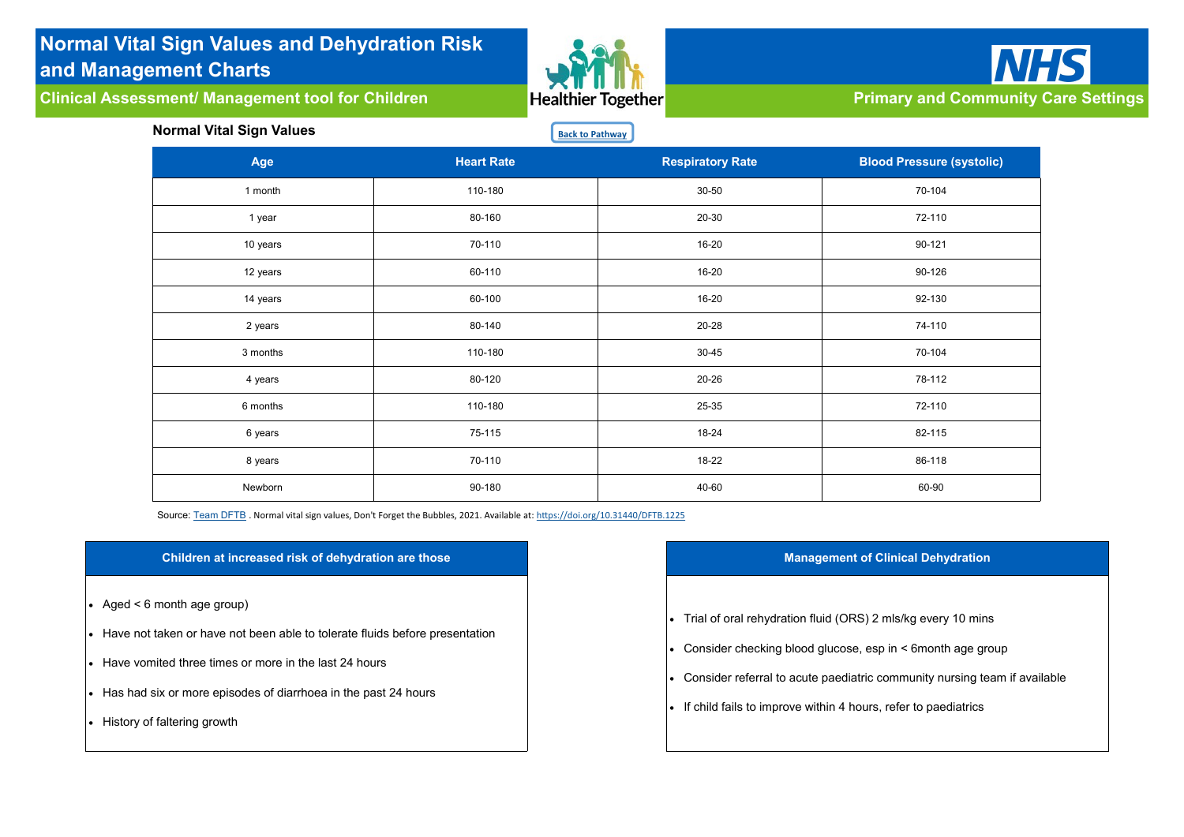# Normal Vital Sign Values and Dehydration Risk and Management Charts

## Clinical Assessment/ Management tool for Children

Healthier Together

NHS

Primary and Community Care Settings

### Normal Vital Sign Values

Back to Pathway

| Age | Heart Rate | Respiratory Rate | Blood Pressure (systolic) |
|---|---|---|---|
| 1 month | 110-180 | 30-50 | 70-104 |
| 1 year | 80-160 | 20-30 | 72-110 |
| 10 years | 70-110 | 16-20 | 90-121 |
| 12 years | 60-110 | 16-20 | 90-126 |
| 14 years | 60-100 | 16-20 | 92-130 |
| 2 years | 80-140 | 20-28 | 74-110 |
| 3 months | 110-180 | 30-45 | 70-104 |
| 4 years | 80-120 | 20-26 | 78-112 |
| 6 months | 110-180 | 25-35 | 72-110 |
| 6 years | 75-115 | 18-24 | 82-115 |
| 8 years | 70-110 | 18-22 | 86-118 |
| Newborn | 90-180 | 40-60 | 60-90 |

Source: Team DFTB . Normal vital sign values, Don't Forget the Bubbles, 2021. Available at: https://doi.org/10.31440/DFTB.1225

### Children at increased risk of dehydration are those

- Aged < 6 month age group)
- Have not taken or have not been able to tolerate fluids before presentation
- Have vomited three times or more in the last 24 hours
- Has had six or more episodes of diarrhoea in the past 24 hours
- History of faltering growth

### Management of Clinical Dehydration

- Trial of oral rehydration fluid (ORS) 2 mls/kg every 10 mins
- Consider checking blood glucose, esp in < 6month age group
- Consider referral to acute paediatric community nursing team if available
- If child fails to improve within 4 hours, refer to paediatrics